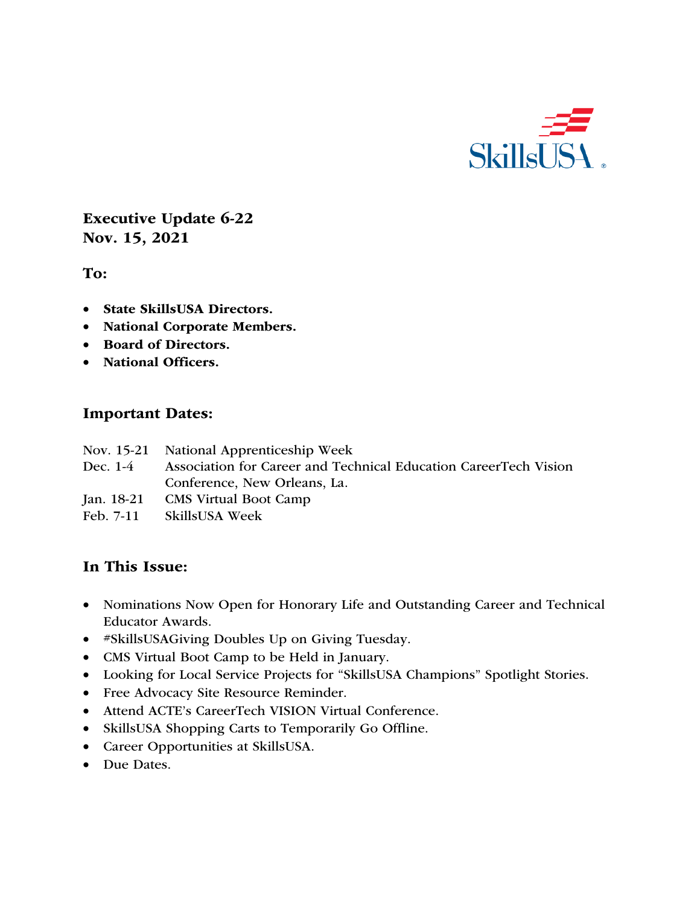SkillsUSA

**Executive Update 6-22**
**Nov. 15, 2021**

**To:**

- **State SkillsUSA Directors.**
- **National Corporate Members.**
- **Board of Directors.**
- **National Officers.**

## Important Dates:

| | |
|---|---|
| Nov. 15-21 | National Apprenticeship Week |
| Dec. 1-4 | Association for Career and Technical Education CareerTech Vision Conference, New Orleans, La. |
| Jan. 18-21 | CMS Virtual Boot Camp |
| Feb. 7-11 | SkillsUSA Week |

## In This Issue:

- Nominations Now Open for Honorary Life and Outstanding Career and Technical Educator Awards.
- #SkillsUSAGiving Doubles Up on Giving Tuesday.
- CMS Virtual Boot Camp to be Held in January.
- Looking for Local Service Projects for "SkillsUSA Champions" Spotlight Stories.
- Free Advocacy Site Resource Reminder.
- Attend ACTE's CareerTech VISION Virtual Conference.
- SkillsUSA Shopping Carts to Temporarily Go Offline.
- Career Opportunities at SkillsUSA.
- Due Dates.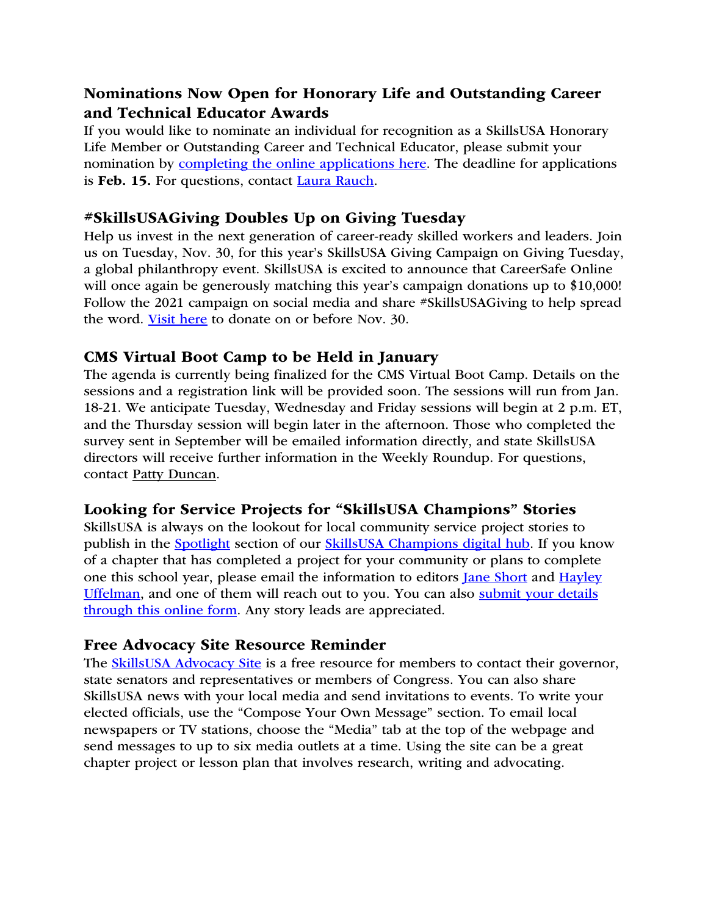## Nominations Now Open for Honorary Life and Outstanding Career and Technical Educator Awards

If you would like to nominate an individual for recognition as a SkillsUSA Honorary Life Member or Outstanding Career and Technical Educator, please submit your nomination by completing the online applications here. The deadline for applications is **Feb. 15.** For questions, contact Laura Rauch.

## #SkillsUSAGiving Doubles Up on Giving Tuesday

Help us invest in the next generation of career-ready skilled workers and leaders. Join us on Tuesday, Nov. 30, for this year's SkillsUSA Giving Campaign on Giving Tuesday, a global philanthropy event. SkillsUSA is excited to announce that CareerSafe Online will once again be generously matching this year's campaign donations up to $10,000! Follow the 2021 campaign on social media and share #SkillsUSAGiving to help spread the word. Visit here to donate on or before Nov. 30.

## CMS Virtual Boot Camp to be Held in January

The agenda is currently being finalized for the CMS Virtual Boot Camp. Details on the sessions and a registration link will be provided soon. The sessions will run from Jan. 18-21. We anticipate Tuesday, Wednesday and Friday sessions will begin at 2 p.m. ET, and the Thursday session will begin later in the afternoon. Those who completed the survey sent in September will be emailed information directly, and state SkillsUSA directors will receive further information in the Weekly Roundup. For questions, contact Patty Duncan.

## Looking for Service Projects for "SkillsUSA Champions" Stories

SkillsUSA is always on the lookout for local community service project stories to publish in the Spotlight section of our SkillsUSA Champions digital hub. If you know of a chapter that has completed a project for your community or plans to complete one this school year, please email the information to editors Jane Short and Hayley Uffelman, and one of them will reach out to you. You can also submit your details through this online form. Any story leads are appreciated.

## Free Advocacy Site Resource Reminder

The SkillsUSA Advocacy Site is a free resource for members to contact their governor, state senators and representatives or members of Congress. You can also share SkillsUSA news with your local media and send invitations to events. To write your elected officials, use the "Compose Your Own Message" section. To email local newspapers or TV stations, choose the "Media" tab at the top of the webpage and send messages to up to six media outlets at a time. Using the site can be a great chapter project or lesson plan that involves research, writing and advocating.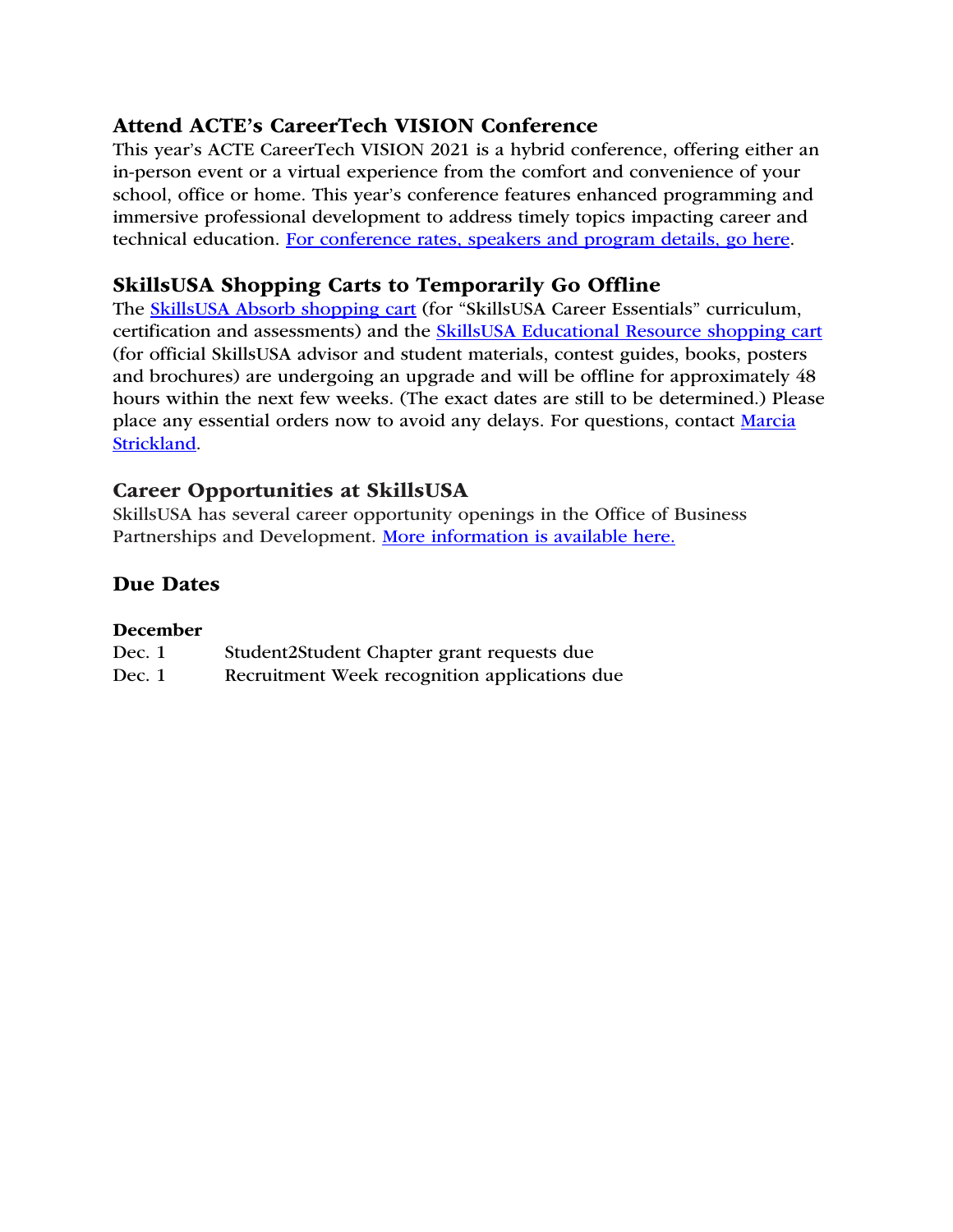## Attend ACTE's CareerTech VISION Conference

This year's ACTE CareerTech VISION 2021 is a hybrid conference, offering either an in-person event or a virtual experience from the comfort and convenience of your school, office or home. This year's conference features enhanced programming and immersive professional development to address timely topics impacting career and technical education. For conference rates, speakers and program details, go here.

## SkillsUSA Shopping Carts to Temporarily Go Offline

The SkillsUSA Absorb shopping cart (for "SkillsUSA Career Essentials" curriculum, certification and assessments) and the SkillsUSA Educational Resource shopping cart (for official SkillsUSA advisor and student materials, contest guides, books, posters and brochures) are undergoing an upgrade and will be offline for approximately 48 hours within the next few weeks. (The exact dates are still to be determined.) Please place any essential orders now to avoid any delays. For questions, contact Marcia Strickland.

## Career Opportunities at SkillsUSA

SkillsUSA has several career opportunity openings in the Office of Business Partnerships and Development. More information is available here.

## Due Dates

**December**

| | |
|---|---|
| Dec. 1 | Student2Student Chapter grant requests due |
| Dec. 1 | Recruitment Week recognition applications due |